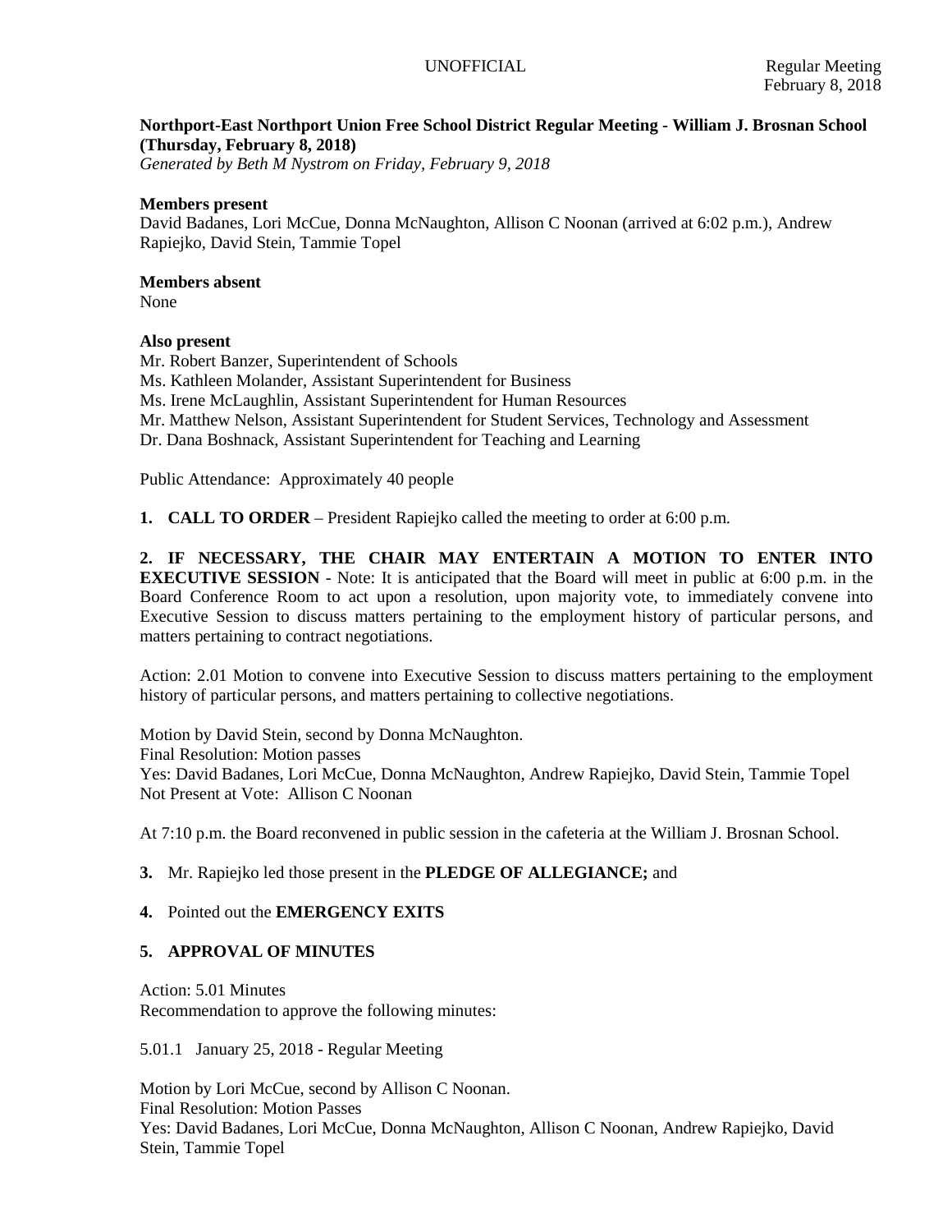UNOFFICIAL Regular Meeting February 8, 2018

**Northport-East Northport Union Free School District Regular Meeting - William J. Brosnan School (Thursday, February 8, 2018)**
*Generated by Beth M Nystrom on Friday, February 9, 2018*

**Members present**
David Badanes, Lori McCue, Donna McNaughton, Allison C Noonan (arrived at 6:02 p.m.), Andrew Rapiejko, David Stein, Tammie Topel

**Members absent**
None

**Also present**
Mr. Robert Banzer, Superintendent of Schools
Ms. Kathleen Molander, Assistant Superintendent for Business
Ms. Irene McLaughlin, Assistant Superintendent for Human Resources
Mr. Matthew Nelson, Assistant Superintendent for Student Services, Technology and Assessment
Dr. Dana Boshnack, Assistant Superintendent for Teaching and Learning

Public Attendance: Approximately 40 people

**1. CALL TO ORDER** – President Rapiejko called the meeting to order at 6:00 p.m.

**2. IF NECESSARY, THE CHAIR MAY ENTERTAIN A MOTION TO ENTER INTO EXECUTIVE SESSION** - Note: It is anticipated that the Board will meet in public at 6:00 p.m. in the Board Conference Room to act upon a resolution, upon majority vote, to immediately convene into Executive Session to discuss matters pertaining to the employment history of particular persons, and matters pertaining to contract negotiations.

Action: 2.01 Motion to convene into Executive Session to discuss matters pertaining to the employment history of particular persons, and matters pertaining to collective negotiations.

Motion by David Stein, second by Donna McNaughton.
Final Resolution: Motion passes
Yes: David Badanes, Lori McCue, Donna McNaughton, Andrew Rapiejko, David Stein, Tammie Topel
Not Present at Vote: Allison C Noonan

At 7:10 p.m. the Board reconvened in public session in the cafeteria at the William J. Brosnan School.

**3.** Mr. Rapiejko led those present in the **PLEDGE OF ALLEGIANCE;** and

**4.** Pointed out the **EMERGENCY EXITS**

**5. APPROVAL OF MINUTES**

Action: 5.01 Minutes
Recommendation to approve the following minutes:

5.01.1 January 25, 2018 - Regular Meeting

Motion by Lori McCue, second by Allison C Noonan.
Final Resolution: Motion Passes
Yes: David Badanes, Lori McCue, Donna McNaughton, Allison C Noonan, Andrew Rapiejko, David Stein, Tammie Topel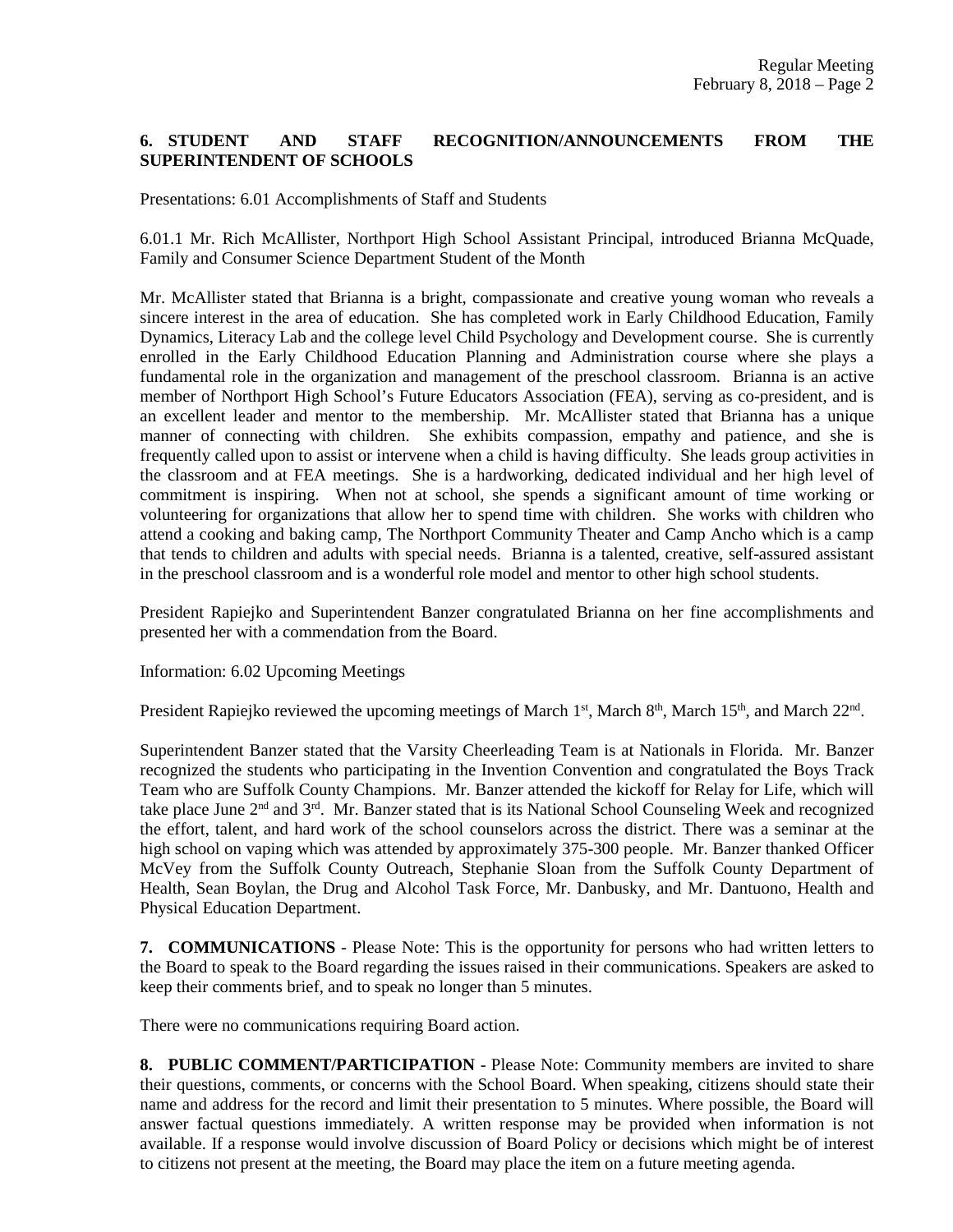**6. STUDENT AND STAFF RECOGNITION/ANNOUNCEMENTS FROM THE SUPERINTENDENT OF SCHOOLS**

Presentations: 6.01 Accomplishments of Staff and Students

6.01.1 Mr. Rich McAllister, Northport High School Assistant Principal, introduced Brianna McQuade, Family and Consumer Science Department Student of the Month

Mr. McAllister stated that Brianna is a bright, compassionate and creative young woman who reveals a sincere interest in the area of education. She has completed work in Early Childhood Education, Family Dynamics, Literacy Lab and the college level Child Psychology and Development course. She is currently enrolled in the Early Childhood Education Planning and Administration course where she plays a fundamental role in the organization and management of the preschool classroom. Brianna is an active member of Northport High School's Future Educators Association (FEA), serving as co-president, and is an excellent leader and mentor to the membership. Mr. McAllister stated that Brianna has a unique manner of connecting with children. She exhibits compassion, empathy and patience, and she is frequently called upon to assist or intervene when a child is having difficulty. She leads group activities in the classroom and at FEA meetings. She is a hardworking, dedicated individual and her high level of commitment is inspiring. When not at school, she spends a significant amount of time working or volunteering for organizations that allow her to spend time with children. She works with children who attend a cooking and baking camp, The Northport Community Theater and Camp Ancho which is a camp that tends to children and adults with special needs. Brianna is a talented, creative, self-assured assistant in the preschool classroom and is a wonderful role model and mentor to other high school students.

President Rapiejko and Superintendent Banzer congratulated Brianna on her fine accomplishments and presented her with a commendation from the Board.

Information: 6.02 Upcoming Meetings

President Rapiejko reviewed the upcoming meetings of March 1st, March 8th, March 15th, and March 22nd.

Superintendent Banzer stated that the Varsity Cheerleading Team is at Nationals in Florida. Mr. Banzer recognized the students who participating in the Invention Convention and congratulated the Boys Track Team who are Suffolk County Champions. Mr. Banzer attended the kickoff for Relay for Life, which will take place June 2nd and 3rd. Mr. Banzer stated that is its National School Counseling Week and recognized the effort, talent, and hard work of the school counselors across the district. There was a seminar at the high school on vaping which was attended by approximately 375-300 people. Mr. Banzer thanked Officer McVey from the Suffolk County Outreach, Stephanie Sloan from the Suffolk County Department of Health, Sean Boylan, the Drug and Alcohol Task Force, Mr. Danbusky, and Mr. Dantuono, Health and Physical Education Department.

**7. COMMUNICATIONS** - Please Note: This is the opportunity for persons who had written letters to the Board to speak to the Board regarding the issues raised in their communications. Speakers are asked to keep their comments brief, and to speak no longer than 5 minutes.

There were no communications requiring Board action.

**8. PUBLIC COMMENT/PARTICIPATION** - Please Note: Community members are invited to share their questions, comments, or concerns with the School Board. When speaking, citizens should state their name and address for the record and limit their presentation to 5 minutes. Where possible, the Board will answer factual questions immediately. A written response may be provided when information is not available. If a response would involve discussion of Board Policy or decisions which might be of interest to citizens not present at the meeting, the Board may place the item on a future meeting agenda.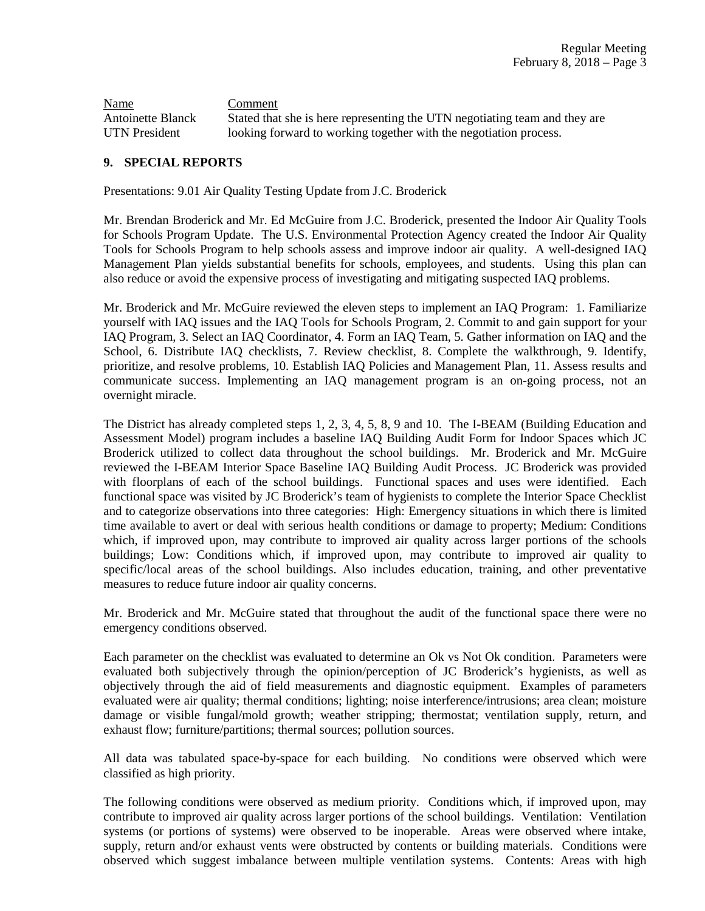| Name | Comment |
|---|---|
| Antoinette Blanck<br>UTN President | Stated that she is here representing the UTN negotiating team and they are looking forward to working together with the negotiation process. |

## 9. SPECIAL REPORTS

Presentations: 9.01 Air Quality Testing Update from J.C. Broderick

Mr. Brendan Broderick and Mr. Ed McGuire from J.C. Broderick, presented the Indoor Air Quality Tools for Schools Program Update. The U.S. Environmental Protection Agency created the Indoor Air Quality Tools for Schools Program to help schools assess and improve indoor air quality. A well-designed IAQ Management Plan yields substantial benefits for schools, employees, and students. Using this plan can also reduce or avoid the expensive process of investigating and mitigating suspected IAQ problems.

Mr. Broderick and Mr. McGuire reviewed the eleven steps to implement an IAQ Program: 1. Familiarize yourself with IAQ issues and the IAQ Tools for Schools Program, 2. Commit to and gain support for your IAQ Program, 3. Select an IAQ Coordinator, 4. Form an IAQ Team, 5. Gather information on IAQ and the School, 6. Distribute IAQ checklists, 7. Review checklist, 8. Complete the walkthrough, 9. Identify, prioritize, and resolve problems, 10. Establish IAQ Policies and Management Plan, 11. Assess results and communicate success. Implementing an IAQ management program is an on-going process, not an overnight miracle.

The District has already completed steps 1, 2, 3, 4, 5, 8, 9 and 10. The I-BEAM (Building Education and Assessment Model) program includes a baseline IAQ Building Audit Form for Indoor Spaces which JC Broderick utilized to collect data throughout the school buildings. Mr. Broderick and Mr. McGuire reviewed the I-BEAM Interior Space Baseline IAQ Building Audit Process. JC Broderick was provided with floorplans of each of the school buildings. Functional spaces and uses were identified. Each functional space was visited by JC Broderick's team of hygienists to complete the Interior Space Checklist and to categorize observations into three categories: High: Emergency situations in which there is limited time available to avert or deal with serious health conditions or damage to property; Medium: Conditions which, if improved upon, may contribute to improved air quality across larger portions of the schools buildings; Low: Conditions which, if improved upon, may contribute to improved air quality to specific/local areas of the school buildings. Also includes education, training, and other preventative measures to reduce future indoor air quality concerns.

Mr. Broderick and Mr. McGuire stated that throughout the audit of the functional space there were no emergency conditions observed.

Each parameter on the checklist was evaluated to determine an Ok vs Not Ok condition. Parameters were evaluated both subjectively through the opinion/perception of JC Broderick's hygienists, as well as objectively through the aid of field measurements and diagnostic equipment. Examples of parameters evaluated were air quality; thermal conditions; lighting; noise interference/intrusions; area clean; moisture damage or visible fungal/mold growth; weather stripping; thermostat; ventilation supply, return, and exhaust flow; furniture/partitions; thermal sources; pollution sources.

All data was tabulated space-by-space for each building. No conditions were observed which were classified as high priority.

The following conditions were observed as medium priority. Conditions which, if improved upon, may contribute to improved air quality across larger portions of the school buildings. Ventilation: Ventilation systems (or portions of systems) were observed to be inoperable. Areas were observed where intake, supply, return and/or exhaust vents were obstructed by contents or building materials. Conditions were observed which suggest imbalance between multiple ventilation systems. Contents: Areas with high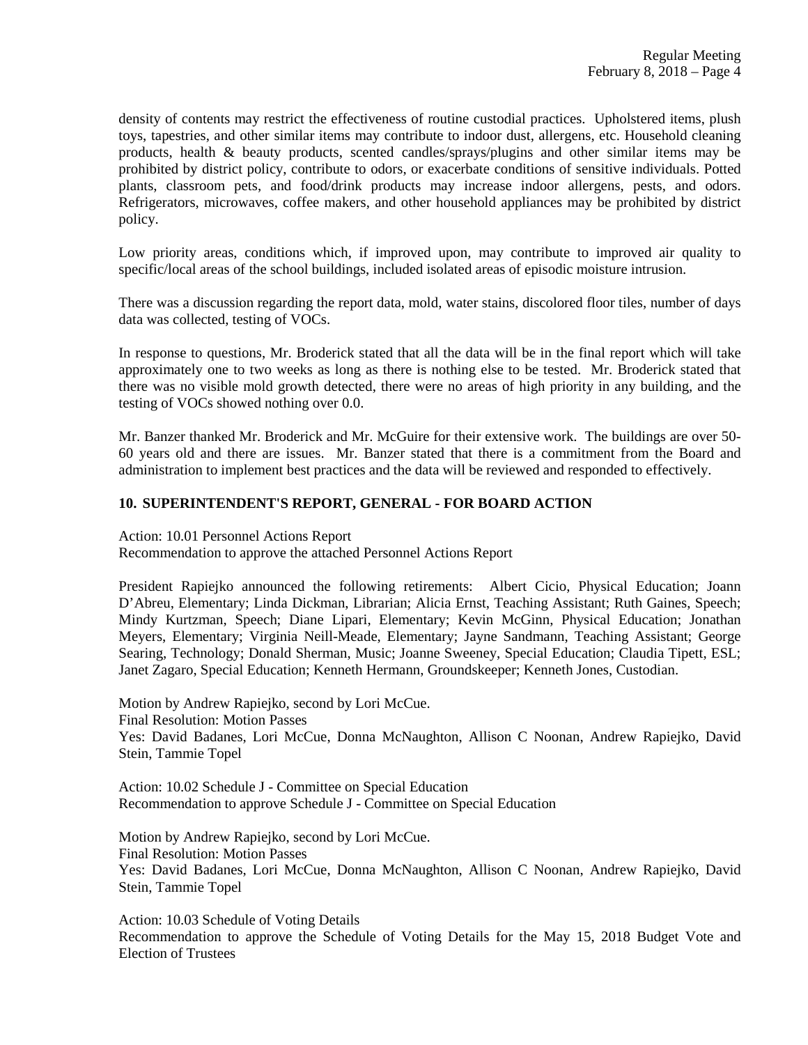density of contents may restrict the effectiveness of routine custodial practices. Upholstered items, plush toys, tapestries, and other similar items may contribute to indoor dust, allergens, etc. Household cleaning products, health & beauty products, scented candles/sprays/plugins and other similar items may be prohibited by district policy, contribute to odors, or exacerbate conditions of sensitive individuals. Potted plants, classroom pets, and food/drink products may increase indoor allergens, pests, and odors. Refrigerators, microwaves, coffee makers, and other household appliances may be prohibited by district policy.

Low priority areas, conditions which, if improved upon, may contribute to improved air quality to specific/local areas of the school buildings, included isolated areas of episodic moisture intrusion.

There was a discussion regarding the report data, mold, water stains, discolored floor tiles, number of days data was collected, testing of VOCs.

In response to questions, Mr. Broderick stated that all the data will be in the final report which will take approximately one to two weeks as long as there is nothing else to be tested. Mr. Broderick stated that there was no visible mold growth detected, there were no areas of high priority in any building, and the testing of VOCs showed nothing over 0.0.

Mr. Banzer thanked Mr. Broderick and Mr. McGuire for their extensive work. The buildings are over 50-60 years old and there are issues. Mr. Banzer stated that there is a commitment from the Board and administration to implement best practices and the data will be reviewed and responded to effectively.

## 10. SUPERINTENDENT'S REPORT, GENERAL - FOR BOARD ACTION

Action: 10.01 Personnel Actions Report
Recommendation to approve the attached Personnel Actions Report

President Rapiejko announced the following retirements: Albert Cicio, Physical Education; Joann D'Abreu, Elementary; Linda Dickman, Librarian; Alicia Ernst, Teaching Assistant; Ruth Gaines, Speech; Mindy Kurtzman, Speech; Diane Lipari, Elementary; Kevin McGinn, Physical Education; Jonathan Meyers, Elementary; Virginia Neill-Meade, Elementary; Jayne Sandmann, Teaching Assistant; George Searing, Technology; Donald Sherman, Music; Joanne Sweeney, Special Education; Claudia Tipett, ESL; Janet Zagaro, Special Education; Kenneth Hermann, Groundskeeper; Kenneth Jones, Custodian.

Motion by Andrew Rapiejko, second by Lori McCue.
Final Resolution: Motion Passes
Yes: David Badanes, Lori McCue, Donna McNaughton, Allison C Noonan, Andrew Rapiejko, David Stein, Tammie Topel

Action: 10.02 Schedule J - Committee on Special Education
Recommendation to approve Schedule J - Committee on Special Education

Motion by Andrew Rapiejko, second by Lori McCue.
Final Resolution: Motion Passes
Yes: David Badanes, Lori McCue, Donna McNaughton, Allison C Noonan, Andrew Rapiejko, David Stein, Tammie Topel

Action: 10.03 Schedule of Voting Details
Recommendation to approve the Schedule of Voting Details for the May 15, 2018 Budget Vote and Election of Trustees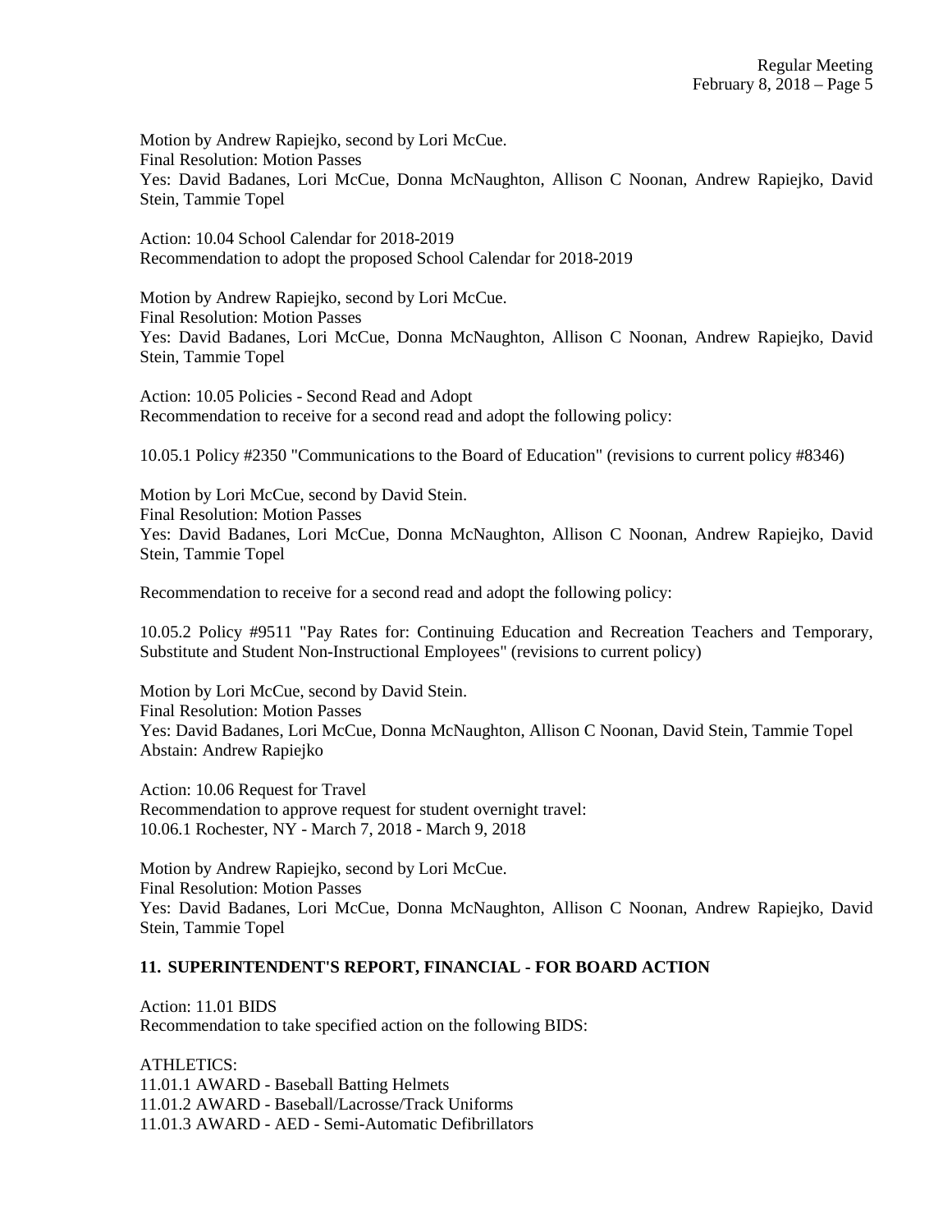Motion by Andrew Rapiejko, second by Lori McCue.
Final Resolution: Motion Passes
Yes: David Badanes, Lori McCue, Donna McNaughton, Allison C Noonan, Andrew Rapiejko, David Stein, Tammie Topel

Action: 10.04 School Calendar for 2018-2019
Recommendation to adopt the proposed School Calendar for 2018-2019

Motion by Andrew Rapiejko, second by Lori McCue.
Final Resolution: Motion Passes
Yes: David Badanes, Lori McCue, Donna McNaughton, Allison C Noonan, Andrew Rapiejko, David Stein, Tammie Topel

Action: 10.05 Policies - Second Read and Adopt
Recommendation to receive for a second read and adopt the following policy:

10.05.1 Policy #2350 "Communications to the Board of Education" (revisions to current policy #8346)

Motion by Lori McCue, second by David Stein.
Final Resolution: Motion Passes
Yes: David Badanes, Lori McCue, Donna McNaughton, Allison C Noonan, Andrew Rapiejko, David Stein, Tammie Topel

Recommendation to receive for a second read and adopt the following policy:

10.05.2 Policy #9511 "Pay Rates for: Continuing Education and Recreation Teachers and Temporary, Substitute and Student Non-Instructional Employees" (revisions to current policy)

Motion by Lori McCue, second by David Stein.
Final Resolution: Motion Passes
Yes: David Badanes, Lori McCue, Donna McNaughton, Allison C Noonan, David Stein, Tammie Topel
Abstain: Andrew Rapiejko

Action: 10.06 Request for Travel
Recommendation to approve request for student overnight travel:
10.06.1 Rochester, NY - March 7, 2018 - March 9, 2018

Motion by Andrew Rapiejko, second by Lori McCue.
Final Resolution: Motion Passes
Yes: David Badanes, Lori McCue, Donna McNaughton, Allison C Noonan, Andrew Rapiejko, David Stein, Tammie Topel

## 11. SUPERINTENDENT'S REPORT, FINANCIAL - FOR BOARD ACTION

Action: 11.01 BIDS
Recommendation to take specified action on the following BIDS:

ATHLETICS:
11.01.1 AWARD - Baseball Batting Helmets
11.01.2 AWARD - Baseball/Lacrosse/Track Uniforms
11.01.3 AWARD - AED - Semi-Automatic Defibrillators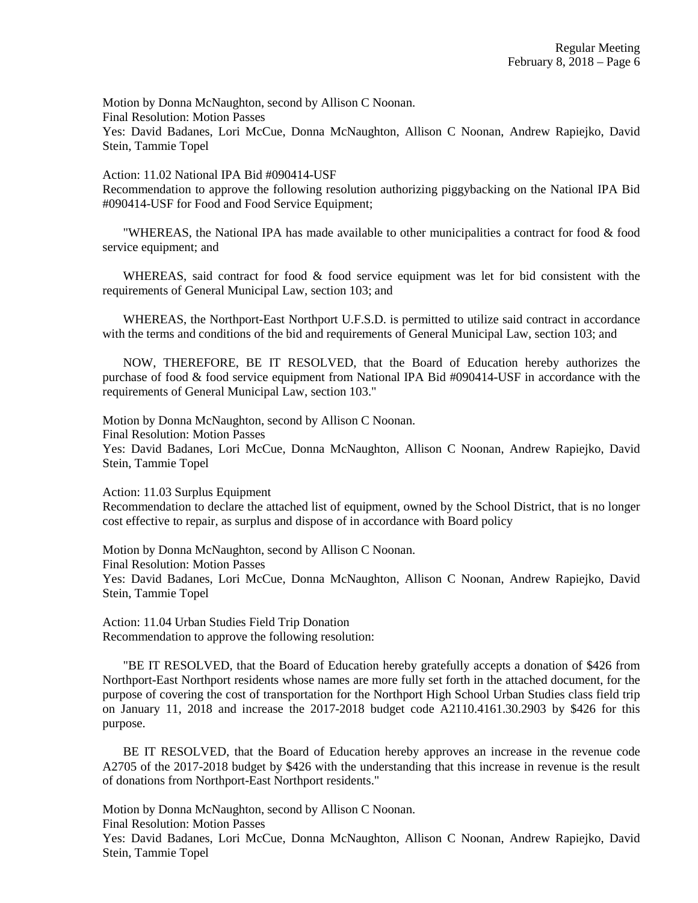Motion by Donna McNaughton, second by Allison C Noonan.
Final Resolution: Motion Passes
Yes: David Badanes, Lori McCue, Donna McNaughton, Allison C Noonan, Andrew Rapiejko, David Stein, Tammie Topel

Action: 11.02 National IPA Bid #090414-USF
Recommendation to approve the following resolution authorizing piggybacking on the National IPA Bid #090414-USF for Food and Food Service Equipment;

"WHEREAS, the National IPA has made available to other municipalities a contract for food & food service equipment; and

WHEREAS, said contract for food & food service equipment was let for bid consistent with the requirements of General Municipal Law, section 103; and

WHEREAS, the Northport-East Northport U.F.S.D. is permitted to utilize said contract in accordance with the terms and conditions of the bid and requirements of General Municipal Law, section 103; and

NOW, THEREFORE, BE IT RESOLVED, that the Board of Education hereby authorizes the purchase of food & food service equipment from National IPA Bid #090414-USF in accordance with the requirements of General Municipal Law, section 103."

Motion by Donna McNaughton, second by Allison C Noonan.
Final Resolution: Motion Passes
Yes: David Badanes, Lori McCue, Donna McNaughton, Allison C Noonan, Andrew Rapiejko, David Stein, Tammie Topel

Action: 11.03 Surplus Equipment
Recommendation to declare the attached list of equipment, owned by the School District, that is no longer cost effective to repair, as surplus and dispose of in accordance with Board policy

Motion by Donna McNaughton, second by Allison C Noonan.
Final Resolution: Motion Passes
Yes: David Badanes, Lori McCue, Donna McNaughton, Allison C Noonan, Andrew Rapiejko, David Stein, Tammie Topel

Action: 11.04 Urban Studies Field Trip Donation
Recommendation to approve the following resolution:

"BE IT RESOLVED, that the Board of Education hereby gratefully accepts a donation of $426 from Northport-East Northport residents whose names are more fully set forth in the attached document, for the purpose of covering the cost of transportation for the Northport High School Urban Studies class field trip on January 11, 2018 and increase the 2017-2018 budget code A2110.4161.30.2903 by $426 for this purpose.

BE IT RESOLVED, that the Board of Education hereby approves an increase in the revenue code A2705 of the 2017-2018 budget by $426 with the understanding that this increase in revenue is the result of donations from Northport-East Northport residents."

Motion by Donna McNaughton, second by Allison C Noonan.
Final Resolution: Motion Passes
Yes: David Badanes, Lori McCue, Donna McNaughton, Allison C Noonan, Andrew Rapiejko, David Stein, Tammie Topel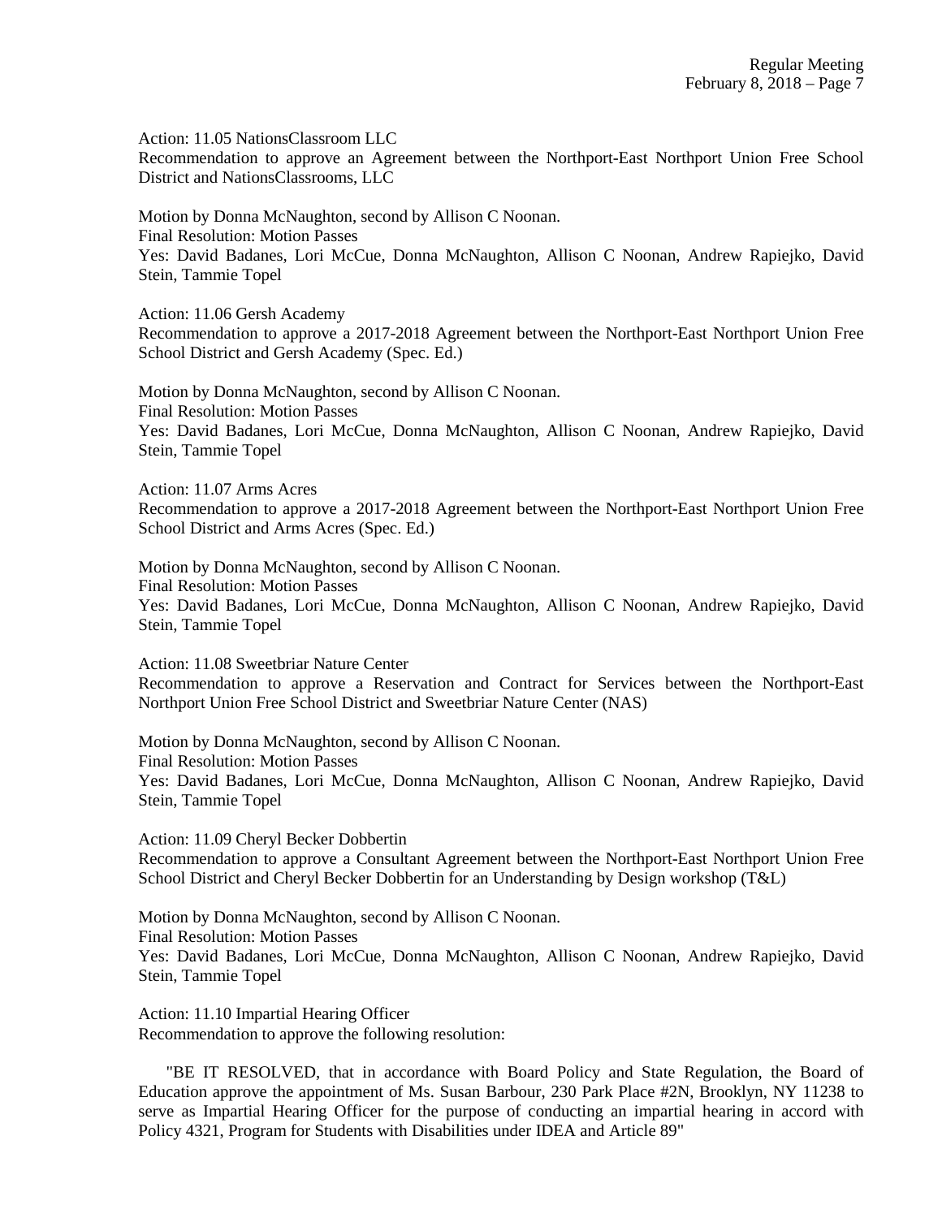Action: 11.05 NationsClassroom LLC
Recommendation to approve an Agreement between the Northport-East Northport Union Free School District and NationsClassrooms, LLC

Motion by Donna McNaughton, second by Allison C Noonan.
Final Resolution: Motion Passes
Yes: David Badanes, Lori McCue, Donna McNaughton, Allison C Noonan, Andrew Rapiejko, David Stein, Tammie Topel

Action: 11.06 Gersh Academy
Recommendation to approve a 2017-2018 Agreement between the Northport-East Northport Union Free School District and Gersh Academy (Spec. Ed.)

Motion by Donna McNaughton, second by Allison C Noonan.
Final Resolution: Motion Passes
Yes: David Badanes, Lori McCue, Donna McNaughton, Allison C Noonan, Andrew Rapiejko, David Stein, Tammie Topel

Action: 11.07 Arms Acres
Recommendation to approve a 2017-2018 Agreement between the Northport-East Northport Union Free School District and Arms Acres (Spec. Ed.)

Motion by Donna McNaughton, second by Allison C Noonan.
Final Resolution: Motion Passes
Yes: David Badanes, Lori McCue, Donna McNaughton, Allison C Noonan, Andrew Rapiejko, David Stein, Tammie Topel

Action: 11.08 Sweetbriar Nature Center
Recommendation to approve a Reservation and Contract for Services between the Northport-East Northport Union Free School District and Sweetbriar Nature Center (NAS)

Motion by Donna McNaughton, second by Allison C Noonan.
Final Resolution: Motion Passes
Yes: David Badanes, Lori McCue, Donna McNaughton, Allison C Noonan, Andrew Rapiejko, David Stein, Tammie Topel

Action: 11.09 Cheryl Becker Dobbertin
Recommendation to approve a Consultant Agreement between the Northport-East Northport Union Free School District and Cheryl Becker Dobbertin for an Understanding by Design workshop (T&L)

Motion by Donna McNaughton, second by Allison C Noonan.
Final Resolution: Motion Passes
Yes: David Badanes, Lori McCue, Donna McNaughton, Allison C Noonan, Andrew Rapiejko, David Stein, Tammie Topel

Action: 11.10 Impartial Hearing Officer
Recommendation to approve the following resolution:

"BE IT RESOLVED, that in accordance with Board Policy and State Regulation, the Board of Education approve the appointment of Ms. Susan Barbour, 230 Park Place #2N, Brooklyn, NY 11238 to serve as Impartial Hearing Officer for the purpose of conducting an impartial hearing in accord with Policy 4321, Program for Students with Disabilities under IDEA and Article 89"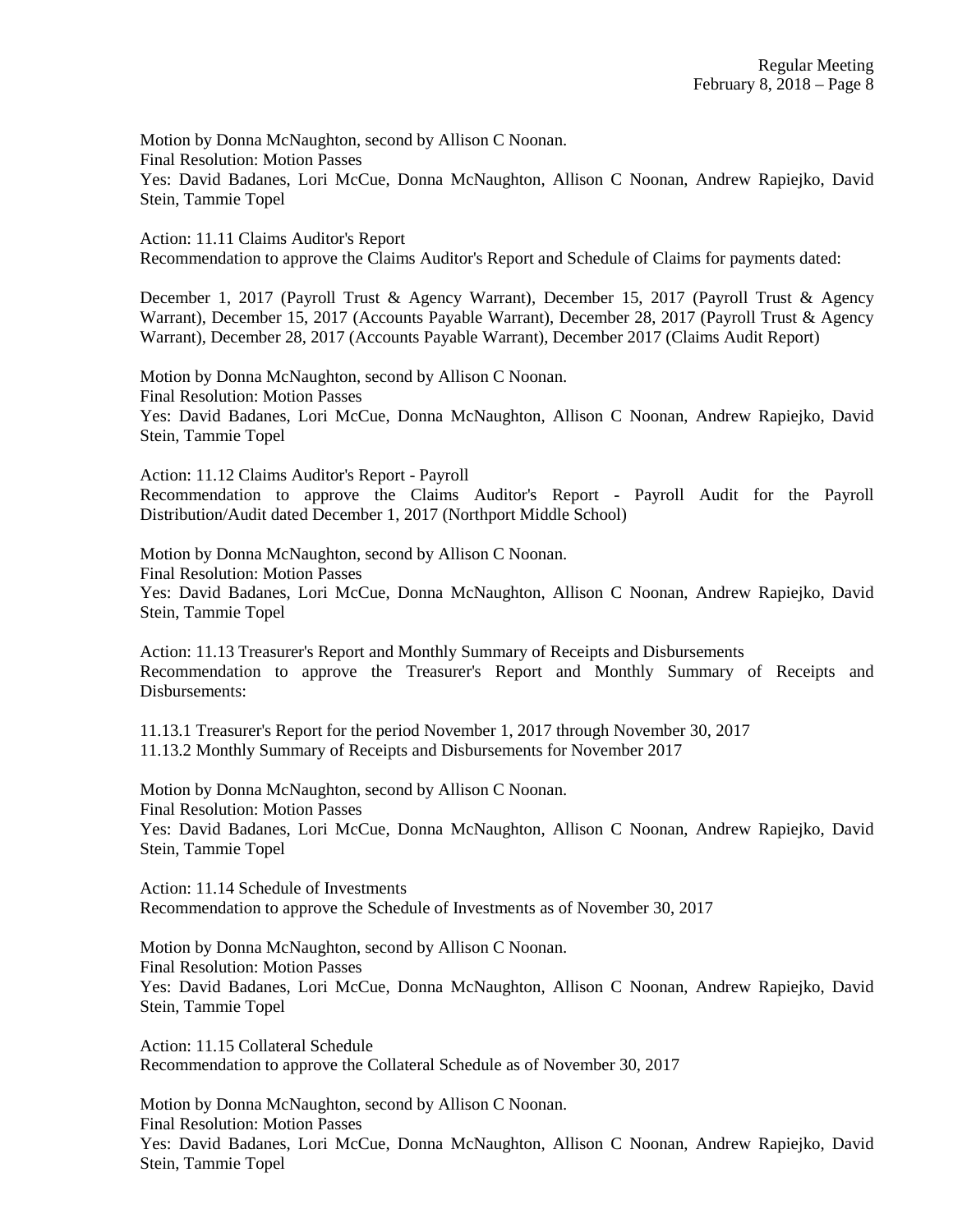Motion by Donna McNaughton, second by Allison C Noonan.
Final Resolution: Motion Passes
Yes: David Badanes, Lori McCue, Donna McNaughton, Allison C Noonan, Andrew Rapiejko, David Stein, Tammie Topel

Action: 11.11 Claims Auditor's Report
Recommendation to approve the Claims Auditor's Report and Schedule of Claims for payments dated:

December 1, 2017 (Payroll Trust & Agency Warrant), December 15, 2017 (Payroll Trust & Agency Warrant), December 15, 2017 (Accounts Payable Warrant), December 28, 2017 (Payroll Trust & Agency Warrant), December 28, 2017 (Accounts Payable Warrant), December 2017 (Claims Audit Report)

Motion by Donna McNaughton, second by Allison C Noonan.
Final Resolution: Motion Passes
Yes: David Badanes, Lori McCue, Donna McNaughton, Allison C Noonan, Andrew Rapiejko, David Stein, Tammie Topel

Action: 11.12 Claims Auditor's Report - Payroll
Recommendation to approve the Claims Auditor's Report - Payroll Audit for the Payroll Distribution/Audit dated December 1, 2017 (Northport Middle School)

Motion by Donna McNaughton, second by Allison C Noonan.
Final Resolution: Motion Passes
Yes: David Badanes, Lori McCue, Donna McNaughton, Allison C Noonan, Andrew Rapiejko, David Stein, Tammie Topel

Action: 11.13 Treasurer's Report and Monthly Summary of Receipts and Disbursements
Recommendation to approve the Treasurer's Report and Monthly Summary of Receipts and Disbursements:

11.13.1 Treasurer's Report for the period November 1, 2017 through November 30, 2017
11.13.2 Monthly Summary of Receipts and Disbursements for November 2017

Motion by Donna McNaughton, second by Allison C Noonan.
Final Resolution: Motion Passes
Yes: David Badanes, Lori McCue, Donna McNaughton, Allison C Noonan, Andrew Rapiejko, David Stein, Tammie Topel

Action: 11.14 Schedule of Investments
Recommendation to approve the Schedule of Investments as of November 30, 2017

Motion by Donna McNaughton, second by Allison C Noonan.
Final Resolution: Motion Passes
Yes: David Badanes, Lori McCue, Donna McNaughton, Allison C Noonan, Andrew Rapiejko, David Stein, Tammie Topel

Action: 11.15 Collateral Schedule
Recommendation to approve the Collateral Schedule as of November 30, 2017

Motion by Donna McNaughton, second by Allison C Noonan.
Final Resolution: Motion Passes
Yes: David Badanes, Lori McCue, Donna McNaughton, Allison C Noonan, Andrew Rapiejko, David Stein, Tammie Topel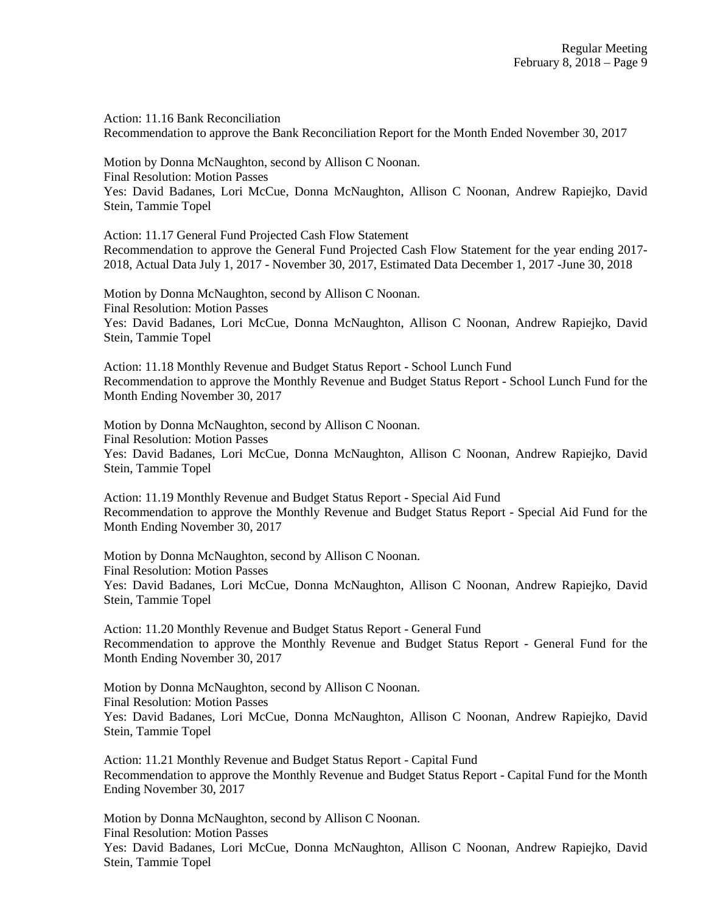Action: 11.16 Bank Reconciliation
Recommendation to approve the Bank Reconciliation Report for the Month Ended November 30, 2017

Motion by Donna McNaughton, second by Allison C Noonan.
Final Resolution: Motion Passes
Yes: David Badanes, Lori McCue, Donna McNaughton, Allison C Noonan, Andrew Rapiejko, David Stein, Tammie Topel

Action: 11.17 General Fund Projected Cash Flow Statement
Recommendation to approve the General Fund Projected Cash Flow Statement for the year ending 2017-2018, Actual Data July 1, 2017 - November 30, 2017, Estimated Data December 1, 2017 -June 30, 2018

Motion by Donna McNaughton, second by Allison C Noonan.
Final Resolution: Motion Passes
Yes: David Badanes, Lori McCue, Donna McNaughton, Allison C Noonan, Andrew Rapiejko, David Stein, Tammie Topel

Action: 11.18 Monthly Revenue and Budget Status Report - School Lunch Fund
Recommendation to approve the Monthly Revenue and Budget Status Report - School Lunch Fund for the Month Ending November 30, 2017

Motion by Donna McNaughton, second by Allison C Noonan.
Final Resolution: Motion Passes
Yes: David Badanes, Lori McCue, Donna McNaughton, Allison C Noonan, Andrew Rapiejko, David Stein, Tammie Topel

Action: 11.19 Monthly Revenue and Budget Status Report - Special Aid Fund
Recommendation to approve the Monthly Revenue and Budget Status Report - Special Aid Fund for the Month Ending November 30, 2017

Motion by Donna McNaughton, second by Allison C Noonan.
Final Resolution: Motion Passes
Yes: David Badanes, Lori McCue, Donna McNaughton, Allison C Noonan, Andrew Rapiejko, David Stein, Tammie Topel

Action: 11.20 Monthly Revenue and Budget Status Report - General Fund
Recommendation to approve the Monthly Revenue and Budget Status Report - General Fund for the Month Ending November 30, 2017

Motion by Donna McNaughton, second by Allison C Noonan.
Final Resolution: Motion Passes
Yes: David Badanes, Lori McCue, Donna McNaughton, Allison C Noonan, Andrew Rapiejko, David Stein, Tammie Topel

Action: 11.21 Monthly Revenue and Budget Status Report - Capital Fund
Recommendation to approve the Monthly Revenue and Budget Status Report - Capital Fund for the Month Ending November 30, 2017

Motion by Donna McNaughton, second by Allison C Noonan.
Final Resolution: Motion Passes
Yes: David Badanes, Lori McCue, Donna McNaughton, Allison C Noonan, Andrew Rapiejko, David Stein, Tammie Topel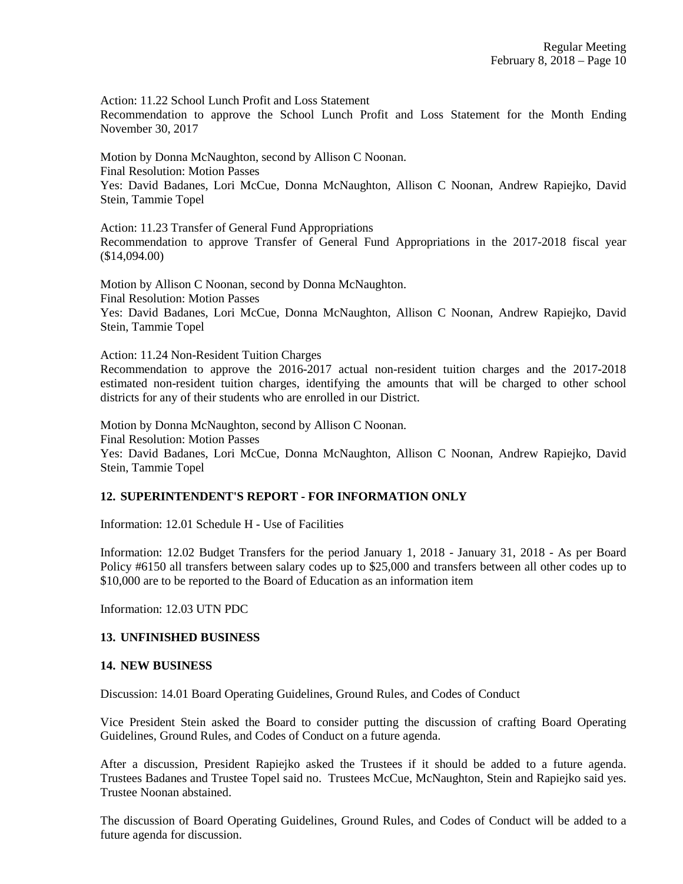Action: 11.22 School Lunch Profit and Loss Statement
Recommendation to approve the School Lunch Profit and Loss Statement for the Month Ending November 30, 2017

Motion by Donna McNaughton, second by Allison C Noonan.
Final Resolution: Motion Passes
Yes: David Badanes, Lori McCue, Donna McNaughton, Allison C Noonan, Andrew Rapiejko, David Stein, Tammie Topel

Action: 11.23 Transfer of General Fund Appropriations
Recommendation to approve Transfer of General Fund Appropriations in the 2017-2018 fiscal year ($14,094.00)

Motion by Allison C Noonan, second by Donna McNaughton.
Final Resolution: Motion Passes
Yes: David Badanes, Lori McCue, Donna McNaughton, Allison C Noonan, Andrew Rapiejko, David Stein, Tammie Topel

Action: 11.24 Non-Resident Tuition Charges
Recommendation to approve the 2016-2017 actual non-resident tuition charges and the 2017-2018 estimated non-resident tuition charges, identifying the amounts that will be charged to other school districts for any of their students who are enrolled in our District.

Motion by Donna McNaughton, second by Allison C Noonan.
Final Resolution: Motion Passes
Yes: David Badanes, Lori McCue, Donna McNaughton, Allison C Noonan, Andrew Rapiejko, David Stein, Tammie Topel

## 12. SUPERINTENDENT'S REPORT - FOR INFORMATION ONLY

Information: 12.01 Schedule H - Use of Facilities

Information: 12.02 Budget Transfers for the period January 1, 2018 - January 31, 2018 - As per Board Policy #6150 all transfers between salary codes up to $25,000 and transfers between all other codes up to $10,000 are to be reported to the Board of Education as an information item

Information: 12.03 UTN PDC

## 13. UNFINISHED BUSINESS

## 14. NEW BUSINESS

Discussion: 14.01 Board Operating Guidelines, Ground Rules, and Codes of Conduct

Vice President Stein asked the Board to consider putting the discussion of crafting Board Operating Guidelines, Ground Rules, and Codes of Conduct on a future agenda.

After a discussion, President Rapiejko asked the Trustees if it should be added to a future agenda. Trustees Badanes and Trustee Topel said no. Trustees McCue, McNaughton, Stein and Rapiejko said yes. Trustee Noonan abstained.

The discussion of Board Operating Guidelines, Ground Rules, and Codes of Conduct will be added to a future agenda for discussion.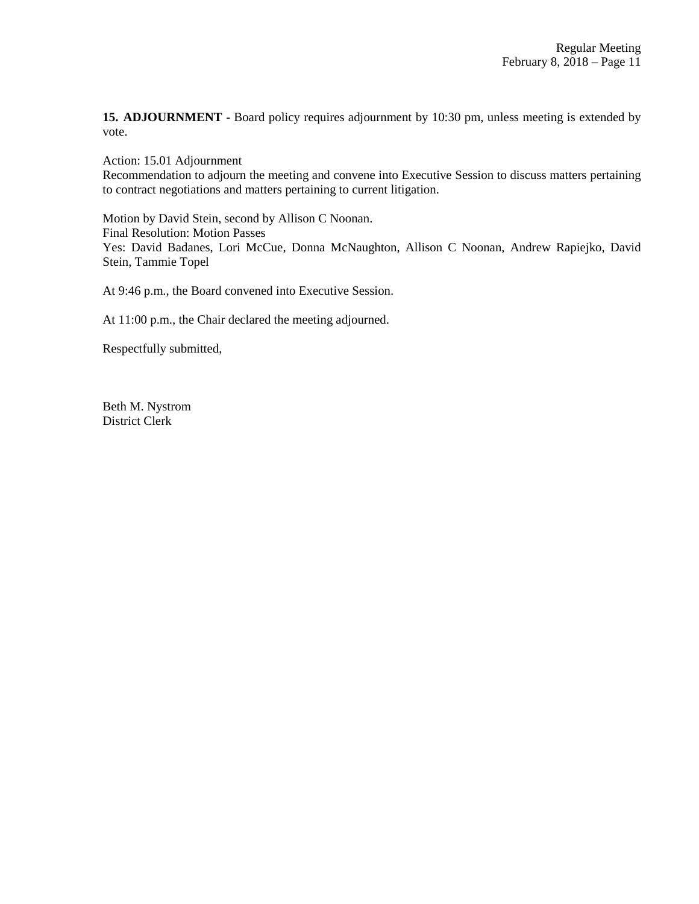**15. ADJOURNMENT** - Board policy requires adjournment by 10:30 pm, unless meeting is extended by vote.

Action: 15.01 Adjournment
Recommendation to adjourn the meeting and convene into Executive Session to discuss matters pertaining to contract negotiations and matters pertaining to current litigation.

Motion by David Stein, second by Allison C Noonan.
Final Resolution: Motion Passes
Yes: David Badanes, Lori McCue, Donna McNaughton, Allison C Noonan, Andrew Rapiejko, David Stein, Tammie Topel

At 9:46 p.m., the Board convened into Executive Session.

At 11:00 p.m., the Chair declared the meeting adjourned.

Respectfully submitted,

Beth M. Nystrom
District Clerk